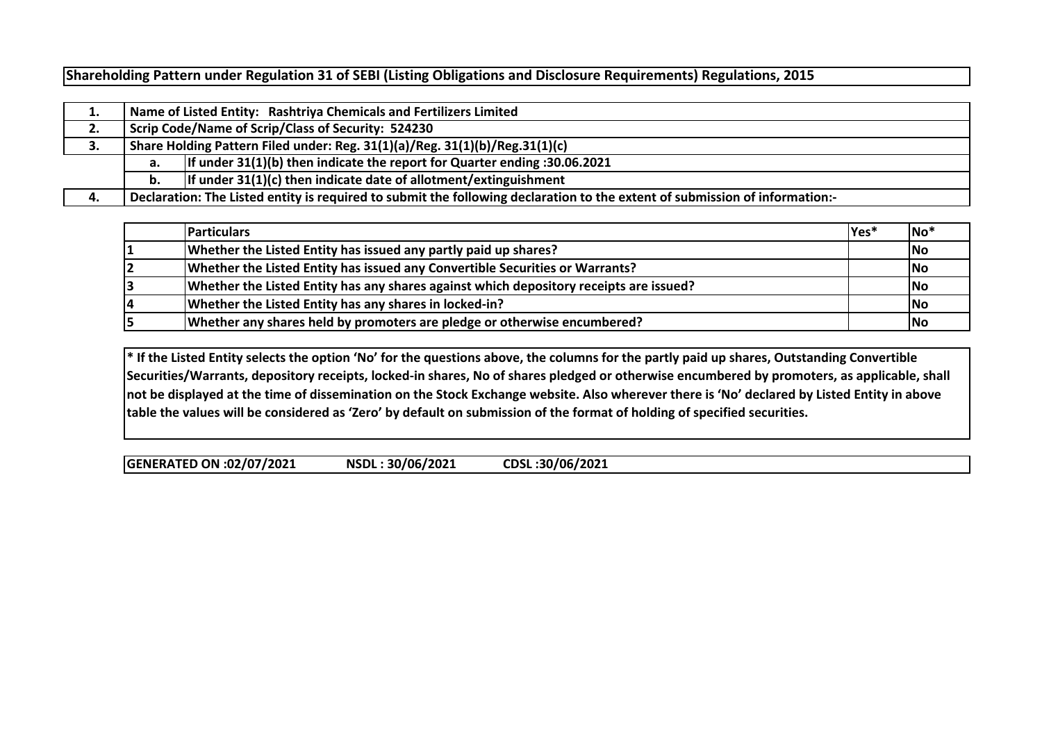# Shareholding Pattern under Regulation 31 of SEBI (Listing Obligations and Disclosure Requirements) Regulations, 2015

| | | |
|---|---|---|
| **1.** | **Name of Listed Entity: Rashtriya Chemicals and Fertilizers Limited** | |
| **2.** | **Scrip Code/Name of Scrip/Class of Security: 524230** | |
| **3.** | **Share Holding Pattern Filed under: Reg. 31(1)(a)/Reg. 31(1)(b)/Reg.31(1)(c)** | |
| | **a.** | **If under 31(1)(b) then indicate the report for Quarter ending :30.06.2021** |
| | **b.** | **If under 31(1)(c) then indicate date of allotment/extinguishment** |
| **4.** | **Declaration: The Listed entity is required to submit the following declaration to the extent of submission of information:-** | |

| | Particulars | Yes* | No* |
|---|---|---|---|
| 1 | Whether the Listed Entity has issued any partly paid up shares? | | No |
| 2 | Whether the Listed Entity has issued any Convertible Securities or Warrants? | | No |
| 3 | Whether the Listed Entity has any shares against which depository receipts are issued? | | No |
| 4 | Whether the Listed Entity has any shares in locked-in? | | No |
| 5 | Whether any shares held by promoters are pledge or otherwise encumbered? | | No |

**\* If the Listed Entity selects the option 'No' for the questions above, the columns for the partly paid up shares, Outstanding Convertible Securities/Warrants, depository receipts, locked-in shares, No of shares pledged or otherwise encumbered by promoters, as applicable, shall not be displayed at the time of dissemination on the Stock Exchange website. Also wherever there is 'No' declared by Listed Entity in above table the values will be considered as 'Zero' by default on submission of the format of holding of specified securities.**

**GENERATED ON :02/07/2021 NSDL : 30/06/2021 CDSL :30/06/2021**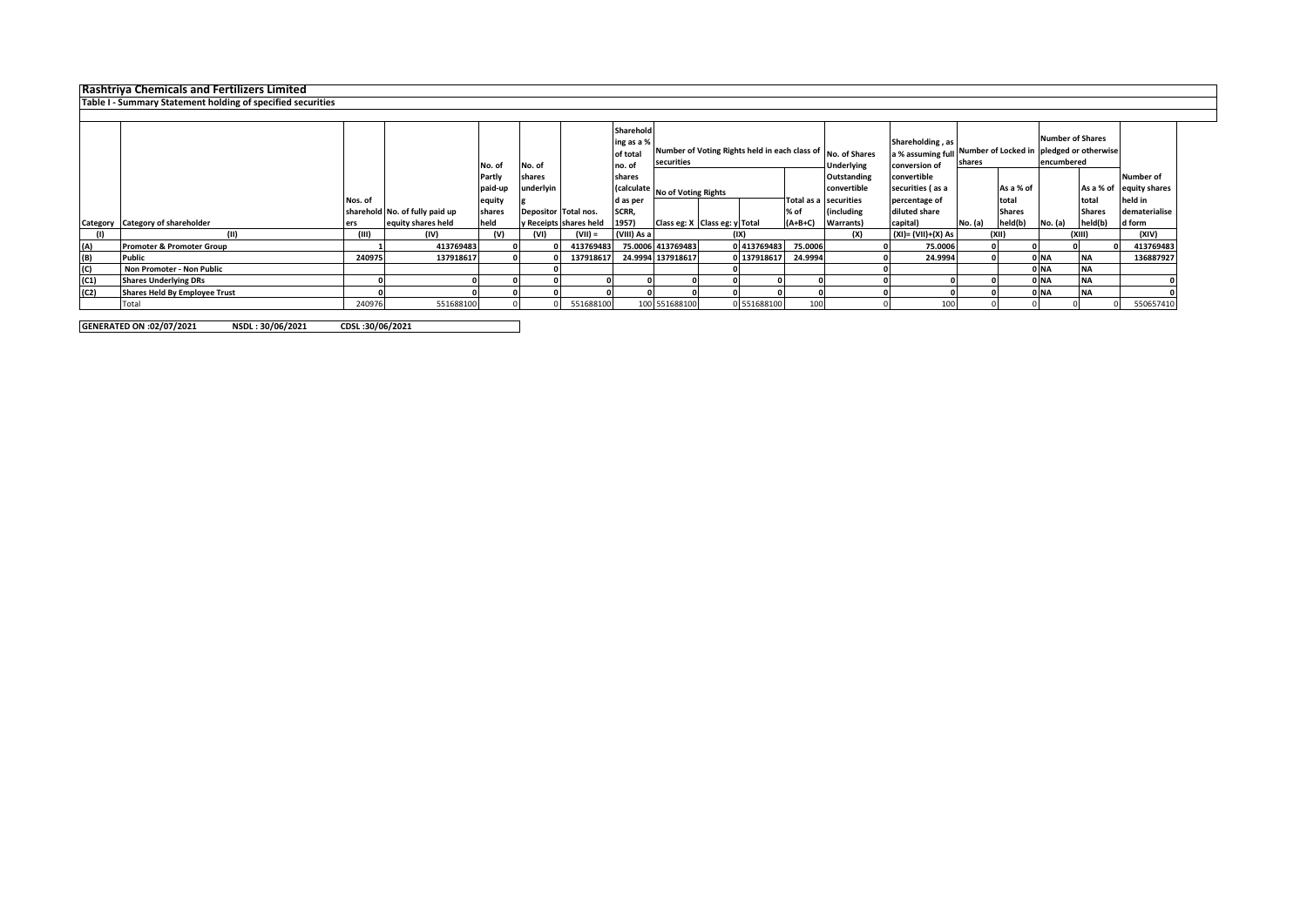# Rashtriya Chemicals and Fertilizers Limited

## Table I - Summary Statement holding of specified securities

| Category | Category of shareholder | Nos. of shareholders | No. of fully paid up equity shares held | No. of Partly paid-up equity shares held | No. of shares underlying Depository Receipts | Total nos. shares held | Shareholding as a % of total no. of shares (calculated as per SCRR, 1957) | Number of Voting Rights held in each class of securities | | | | No. of Shares Underlying Outstanding convertible securities (including Warrants) | Shareholding , as a % assuming full conversion of convertible securities ( as a percentage of diluted share capital) | Number of Locked in shares | | Number of Shares pledged or otherwise encumbered | | Number of equity shares held in dematerialised form |
|---|---|---|---|---|---|---|---|---|---|---|---|---|---|---|---|---|---|---|
| | | | | | | | | No of Voting Rights | | | Total as a % of (A+B+C) | | | No. (a) | As a % of total Shares held(b) | No. (a) | As a % of total Shares held(b) | |
| | | | | | | | | Class eg: X | Class eg: y | Total | | | | | | | | |
| (I) | (II) | (III) | (IV) | (V) | (VI) | (VII) = | (VIII) As a | (IX) | | | | (X) | (XI)= (VII)+(X) As | (XII) | | (XIII) | | (XIV) |
| (A) | **Promoter & Promoter Group** | 1 | 413769483 | 0 | 0 | 413769483 | 75.0006 | 413769483 | 0 | 413769483 | 75.0006 | 0 | 75.0006 | 0 | 0 | 0 | 0 | 413769483 |
| (B) | **Public** | 240975 | 137918617 | 0 | 0 | 137918617 | 24.9994 | 137918617 | 0 | 137918617 | 24.9994 | 0 | 24.9994 | 0 | 0 | NA | NA | 136887927 |
| (C) | **Non Promoter - Non Public** | | | | 0 | | | | 0 | | | 0 | | | 0 | NA | NA | |
| (C1) | **Shares Underlying DRs** | 0 | 0 | 0 | 0 | 0 | 0 | 0 | 0 | 0 | 0 | 0 | 0 | 0 | 0 | NA | NA | 0 |
| (C2) | **Shares Held By Employee Trust** | 0 | 0 | 0 | 0 | 0 | 0 | 0 | 0 | 0 | 0 | 0 | 0 | 0 | 0 | NA | NA | 0 |
| | Total | 240976 | 551688100 | 0 | 0 | 551688100 | 100 | 551688100 | 0 | 551688100 | 100 | 0 | 100 | 0 | 0 | 0 | 0 | 550657410 |

**GENERATED ON :02/07/2021 NSDL : 30/06/2021 CDSL :30/06/2021**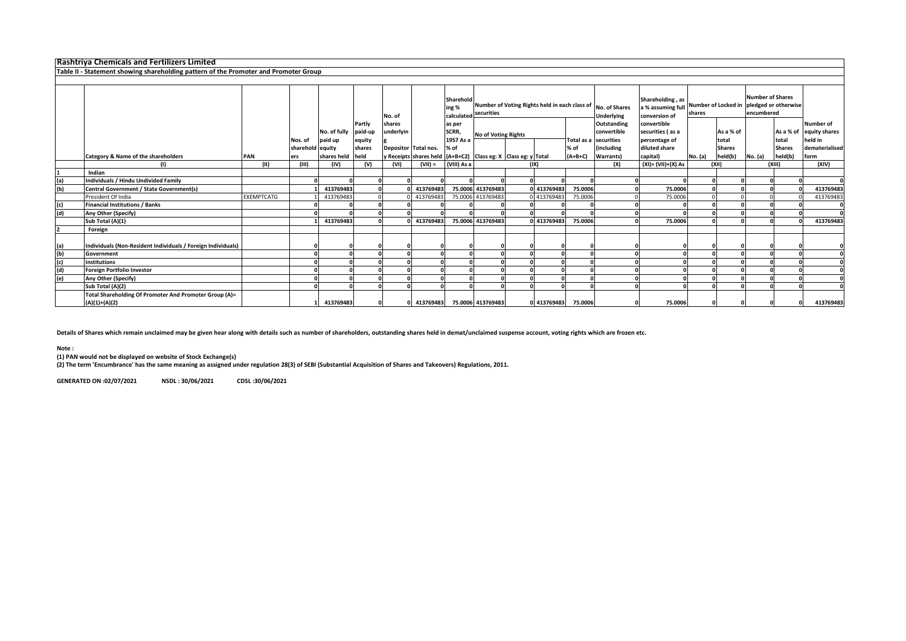# Rashtriya Chemicals and Fertilizers Limited

## Table II - Statement showing shareholding pattern of the Promoter and Promoter Group

| | Category & Name of the shareholders | PAN | Nos. of shareholders | No. of fully paid up equity shares held | Partly paid-up equity shares held | No. of shares underlying Depository Receipts | Total nos. shares held | Shareholding % calculated as per SCRR, 1957 As a % of (A+B+C2) | Number of Voting Rights held in each class of securities | | | | No. of Shares Underlying Outstanding convertible securities (including Warrants) | Shareholding , as a % assuming full conversion of convertible securities ( as a percentage of diluted share capital) | Number of Locked in shares | | Number of Shares pledged or otherwise encumbered | | Number of equity shares held in dematerialised form |
|---|---|---|---|---|---|---|---|---|---|---|---|---|---|---|---|---|---|---|---|
| | | | | | | | | | No of Voting Rights | | | Total as a % of (A+B+C) | | | No. (a) | As a % of total Shares held(b) | No. (a) | As a % of total Shares held(b) | |
| | | | | | | | | | Class eg: X | Class eg: y | Total | | | | | | | | |
| | (I) | (II) | (III) | (IV) | (V) | (VI) | (VII) = | (VIII) As a | (IX) | | | | (X) | (XI)= (VII)+(X) As | (XII) | | (XIII) | | (XIV) |
| 1 | Indian | | | | | | | | | | | | | | | | | | |
| (a) | Individuals / Hindu Undivided Family | | 0 | 0 | 0 | 0 | 0 | 0 | 0 | 0 | 0 | 0 | 0 | 0 | 0 | 0 | 0 | 0 | 0 |
| (b) | Central Government / State Government(s) | | 1 | 413769483 | 0 | 0 | 413769483 | 75.0006 | 413769483 | 0 | 413769483 | 75.0006 | 0 | 75.0006 | 0 | 0 | 0 | 0 | 413769483 |
| | President Of India | EXEMPTCATG | 1 | 413769483 | 0 | 0 | 413769483 | 75.0006 | 413769483 | 0 | 413769483 | 75.0006 | 0 | 75.0006 | 0 | 0 | 0 | 0 | 413769483 |
| (c) | Financial Institutions / Banks | | 0 | 0 | 0 | 0 | 0 | 0 | 0 | 0 | 0 | 0 | 0 | 0 | 0 | 0 | 0 | 0 | 0 |
| (d) | Any Other (Specify) | | 0 | 0 | 0 | 0 | 0 | 0 | 0 | 0 | 0 | 0 | 0 | 0 | 0 | 0 | 0 | 0 | 0 |
| | Sub Total (A)(1) | | 1 | 413769483 | 0 | 0 | 413769483 | 75.0006 | 413769483 | 0 | 413769483 | 75.0006 | 0 | 75.0006 | 0 | 0 | 0 | 0 | 413769483 |
| 2 | Foreign | | | | | | | | | | | | | | | | | | |
| (a) | Individuals (Non-Resident Individuals / Foreign Individuals) | | 0 | 0 | 0 | 0 | 0 | 0 | 0 | 0 | 0 | 0 | 0 | 0 | 0 | 0 | 0 | 0 | 0 |
| (b) | Government | | 0 | 0 | 0 | 0 | 0 | 0 | 0 | 0 | 0 | 0 | 0 | 0 | 0 | 0 | 0 | 0 | 0 |
| (c) | Institutions | | 0 | 0 | 0 | 0 | 0 | 0 | 0 | 0 | 0 | 0 | 0 | 0 | 0 | 0 | 0 | 0 | 0 |
| (d) | Foreign Portfolio Investor | | 0 | 0 | 0 | 0 | 0 | 0 | 0 | 0 | 0 | 0 | 0 | 0 | 0 | 0 | 0 | 0 | 0 |
| (e) | Any Other (Specify) | | 0 | 0 | 0 | 0 | 0 | 0 | 0 | 0 | 0 | 0 | 0 | 0 | 0 | 0 | 0 | 0 | 0 |
| | Sub Total (A)(2) | | 0 | 0 | 0 | 0 | 0 | 0 | 0 | 0 | 0 | 0 | 0 | 0 | 0 | 0 | 0 | 0 | 0 |
| | Total Shareholding Of Promoter And Promoter Group (A)= (A)(1)+(A)(2) | | 1 | 413769483 | 0 | 0 | 413769483 | 75.0006 | 413769483 | 0 | 413769483 | 75.0006 | 0 | 75.0006 | 0 | 0 | 0 | 0 | 413769483 |

**Details of Shares which remain unclaimed may be given hear along with details such as number of shareholders, outstanding shares held in demat/unclaimed suspense account, voting rights which are frozen etc.**

**Note :**

**(1) PAN would not be displayed on website of Stock Exchange(s)**

**(2) The term 'Encumbrance' has the same meaning as assigned under regulation 28(3) of SEBI (Substantial Acquisition of Shares and Takeovers) Regulations, 2011.**

**GENERATED ON :02/07/2021 NSDL : 30/06/2021 CDSL :30/06/2021**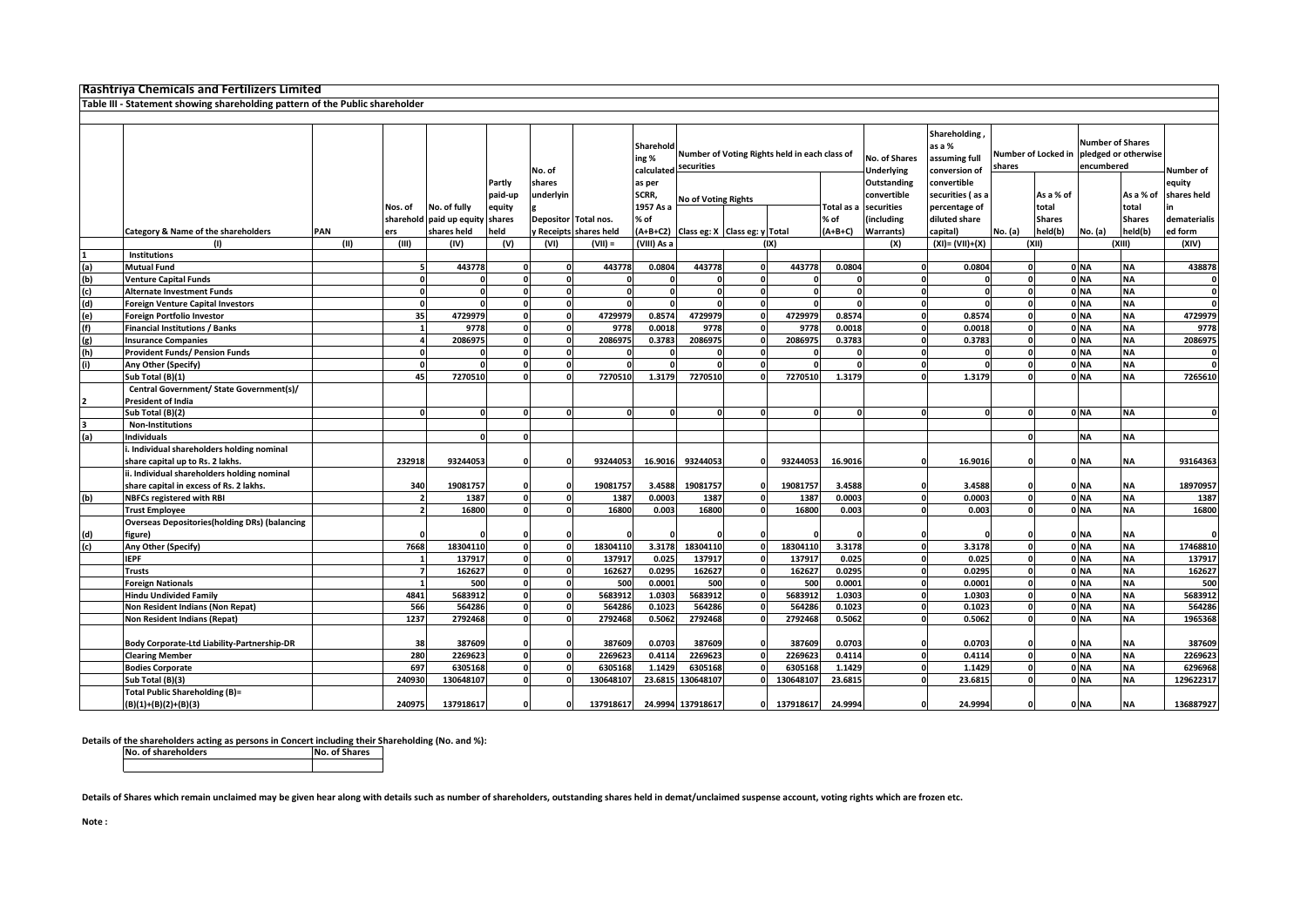# Rashtriya Chemicals and Fertilizers Limited

## Table III - Statement showing shareholding pattern of the Public shareholder

| | Category & Name of the shareholders | PAN | Nos. of shareholders | No. of fully paid up equity shares held | Partly paid-up equity shares held | No. of shares underlying Depository Receipts | Total nos. shares held | Shareholding % calculated as per SCRR, 1957 As a % of (A+B+C2) | Number of Voting Rights held in each class of securities | | | | No. of Shares Underlying Outstanding convertible securities (including Warrants) | Shareholding, as a % assuming full conversion of convertible securities ( as a percentage of diluted share capital) | Number of Locked in shares | | Number of Shares pledged or otherwise encumbered | | Number of equity shares held in dematerialised form |
|---|---|---|---|---|---|---|---|---|---|---|---|---|---|---|---|---|---|---|---|
| | | | | | | | | | No of Voting Rights | | | Total as a % of (A+B+C) | | | No. (a) | As a % of total Shares held(b) | No. (a) | As a % of total Shares held(b) | |
| | | | | | | | | | Class eg: X | Class eg: y | Total | | | | | | | | |
| | (I) | (II) | (III) | (IV) | (V) | (VI) | (VII) = | (VIII) As a | (IX) | | | | (X) | (XI)= (VII)+(X) | (XII) | | (XIII) | | (XIV) |
| 1 | Institutions | | | | | | | | | | | | | | | | | | |
| (a) | Mutual Fund | | 5 | 443778 | 0 | 0 | 443778 | 0.0804 | 443778 | 0 | 443778 | 0.0804 | 0 | 0.0804 | 0 | 0 | NA | NA | 438878 |
| (b) | Venture Capital Funds | | 0 | 0 | 0 | 0 | 0 | 0 | 0 | 0 | 0 | 0 | 0 | 0 | 0 | 0 | NA | NA | 0 |
| (c) | Alternate Investment Funds | | 0 | 0 | 0 | 0 | 0 | 0 | 0 | 0 | 0 | 0 | 0 | 0 | 0 | 0 | NA | NA | 0 |
| (d) | Foreign Venture Capital Investors | | 0 | 0 | 0 | 0 | 0 | 0 | 0 | 0 | 0 | 0 | 0 | 0 | 0 | 0 | NA | NA | 0 |
| (e) | Foreign Portfolio Investor | | 35 | 4729979 | 0 | 0 | 4729979 | 0.8574 | 4729979 | 0 | 4729979 | 0.8574 | 0 | 0.8574 | 0 | 0 | NA | NA | 4729979 |
| (f) | Financial Institutions / Banks | | 1 | 9778 | 0 | 0 | 9778 | 0.0018 | 9778 | 0 | 9778 | 0.0018 | 0 | 0.0018 | 0 | 0 | NA | NA | 9778 |
| (g) | Insurance Companies | | 4 | 2086975 | 0 | 0 | 2086975 | 0.3783 | 2086975 | 0 | 2086975 | 0.3783 | 0 | 0.3783 | 0 | 0 | NA | NA | 2086975 |
| (h) | Provident Funds/ Pension Funds | | 0 | 0 | 0 | 0 | 0 | 0 | 0 | 0 | 0 | 0 | 0 | 0 | 0 | 0 | NA | NA | 0 |
| (i) | Any Other (Specify) | | 0 | 0 | 0 | 0 | 0 | 0 | 0 | 0 | 0 | 0 | 0 | 0 | 0 | 0 | NA | NA | 0 |
| | Sub Total (B)(1) | | 45 | 7270510 | 0 | 0 | 7270510 | 1.3179 | 7270510 | 0 | 7270510 | 1.3179 | 0 | 1.3179 | 0 | 0 | NA | NA | 7265610 |
| 2 | Central Government/ State Government(s)/ President of India | | | | | | | | | | | | | | | | | | |
| | Sub Total (B)(2) | | 0 | 0 | 0 | 0 | 0 | 0 | 0 | 0 | 0 | 0 | 0 | 0 | 0 | 0 | NA | NA | 0 |
| 3 | Non-Institutions | | | | | | | | | | | | | | | | | | |
| (a) | Individuals | | | 0 | 0 | | | | | | | | | | 0 | | NA | NA | |
| | i. Individual shareholders holding nominal share capital up to Rs. 2 lakhs. | | 232918 | 93244053 | 0 | 0 | 93244053 | 16.9016 | 93244053 | 0 | 93244053 | 16.9016 | 0 | 16.9016 | 0 | 0 | NA | NA | 93164363 |
| | ii. Individual shareholders holding nominal share capital in excess of Rs. 2 lakhs. | | 340 | 19081757 | 0 | 0 | 19081757 | 3.4588 | 19081757 | 0 | 19081757 | 3.4588 | 0 | 3.4588 | 0 | 0 | NA | NA | 18970957 |
| (b) | NBFCs registered with RBI | | 2 | 1387 | 0 | 0 | 1387 | 0.0003 | 1387 | 0 | 1387 | 0.0003 | 0 | 0.0003 | 0 | 0 | NA | NA | 1387 |
| | Trust Employee | | 2 | 16800 | 0 | 0 | 16800 | 0.003 | 16800 | 0 | 16800 | 0.003 | 0 | 0.003 | 0 | 0 | NA | NA | 16800 |
| (d) | Overseas Depositories(holding DRs) (balancing figure) | | 0 | 0 | 0 | 0 | 0 | 0 | 0 | 0 | 0 | 0 | 0 | 0 | 0 | 0 | NA | NA | 0 |
| (c) | Any Other (Specify) | | 7668 | 18304110 | 0 | 0 | 18304110 | 3.3178 | 18304110 | 0 | 18304110 | 3.3178 | 0 | 3.3178 | 0 | 0 | NA | NA | 17468810 |
| | IEPF | | 1 | 137917 | 0 | 0 | 137917 | 0.025 | 137917 | 0 | 137917 | 0.025 | 0 | 0.025 | 0 | 0 | NA | NA | 137917 |
| | Trusts | | 7 | 162627 | 0 | 0 | 162627 | 0.0295 | 162627 | 0 | 162627 | 0.0295 | 0 | 0.0295 | 0 | 0 | NA | NA | 162627 |
| | Foreign Nationals | | 1 | 500 | 0 | 0 | 500 | 0.0001 | 500 | 0 | 500 | 0.0001 | 0 | 0.0001 | 0 | 0 | NA | NA | 500 |
| | Hindu Undivided Family | | 4841 | 5683912 | 0 | 0 | 5683912 | 1.0303 | 5683912 | 0 | 5683912 | 1.0303 | 0 | 1.0303 | 0 | 0 | NA | NA | 5683912 |
| | Non Resident Indians (Non Repat) | | 566 | 564286 | 0 | 0 | 564286 | 0.1023 | 564286 | 0 | 564286 | 0.1023 | 0 | 0.1023 | 0 | 0 | NA | NA | 564286 |
| | Non Resident Indians (Repat) | | 1237 | 2792468 | 0 | 0 | 2792468 | 0.5062 | 2792468 | 0 | 2792468 | 0.5062 | 0 | 0.5062 | 0 | 0 | NA | NA | 1965368 |
| | Body Corporate-Ltd Liability-Partnership-DR | | 38 | 387609 | 0 | 0 | 387609 | 0.0703 | 387609 | 0 | 387609 | 0.0703 | 0 | 0.0703 | 0 | 0 | NA | NA | 387609 |
| | Clearing Member | | 280 | 2269623 | 0 | 0 | 2269623 | 0.4114 | 2269623 | 0 | 2269623 | 0.4114 | 0 | 0.4114 | 0 | 0 | NA | NA | 2269623 |
| | Bodies Corporate | | 697 | 6305168 | 0 | 0 | 6305168 | 1.1429 | 6305168 | 0 | 6305168 | 1.1429 | 0 | 1.1429 | 0 | 0 | NA | NA | 6296968 |
| | Sub Total (B)(3) | | 240930 | 130648107 | 0 | 0 | 130648107 | 23.6815 | 130648107 | 0 | 130648107 | 23.6815 | 0 | 23.6815 | 0 | 0 | NA | NA | 129622317 |
| | Total Public Shareholding (B)= (B)(1)+(B)(2)+(B)(3) | | 240975 | 137918617 | 0 | 0 | 137918617 | 24.9994 | 137918617 | 0 | 137918617 | 24.9994 | 0 | 24.9994 | 0 | 0 | NA | NA | 136887927 |

**Details of the shareholders acting as persons in Concert including their Shareholding (No. and %):**

| No. of shareholders | No. of Shares |
|---|---|
| | |

**Details of Shares which remain unclaimed may be given hear along with details such as number of shareholders, outstanding shares held in demat/unclaimed suspense account, voting rights which are frozen etc.**

**Note :**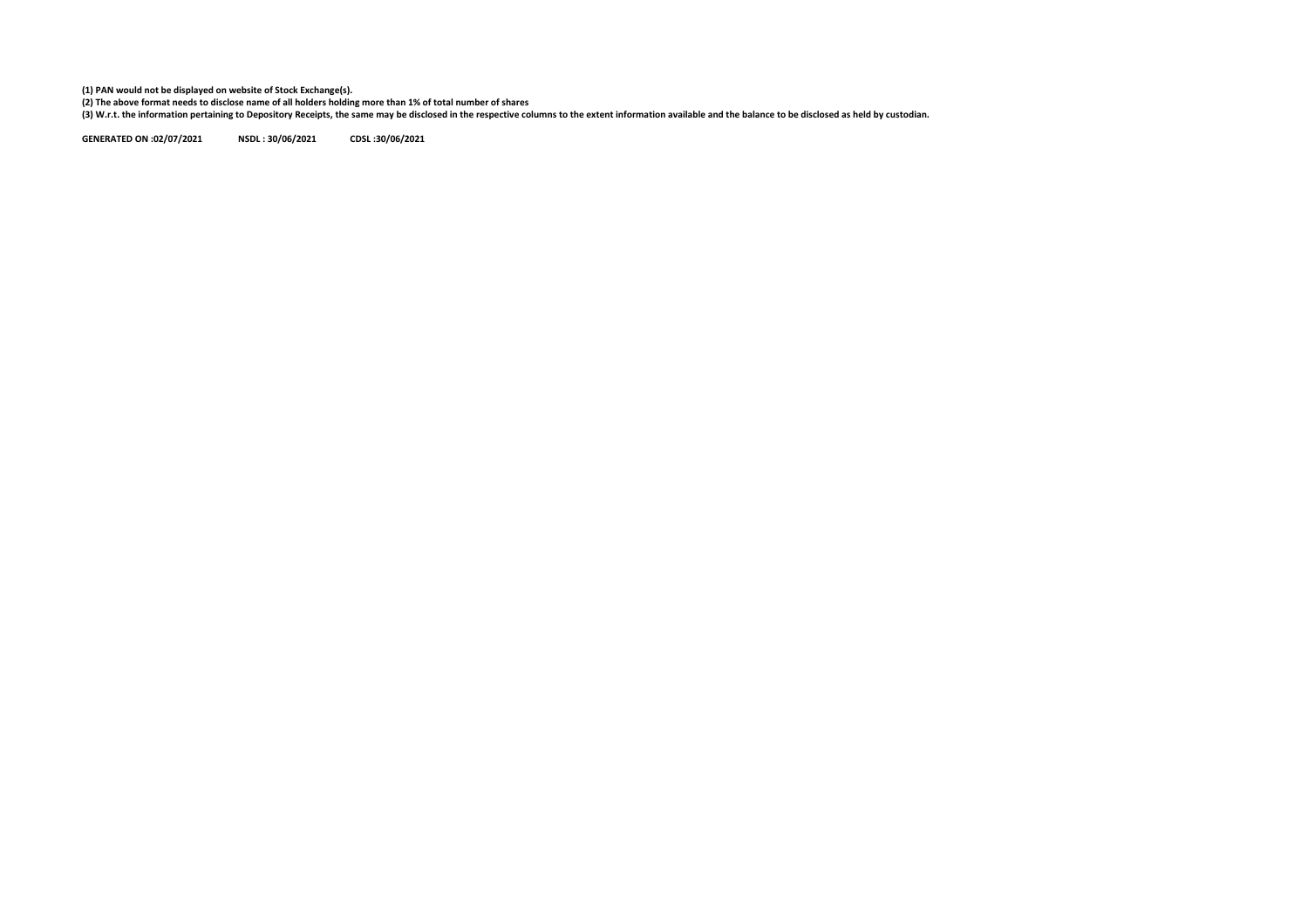**(1) PAN would not be displayed on website of Stock Exchange(s).**

**(2) The above format needs to disclose name of all holders holding more than 1% of total number of shares**

**(3) W.r.t. the information pertaining to Depository Receipts, the same may be disclosed in the respective columns to the extent information available and the balance to be disclosed as held by custodian.**

**GENERATED ON :02/07/2021 NSDL : 30/06/2021 CDSL :30/06/2021**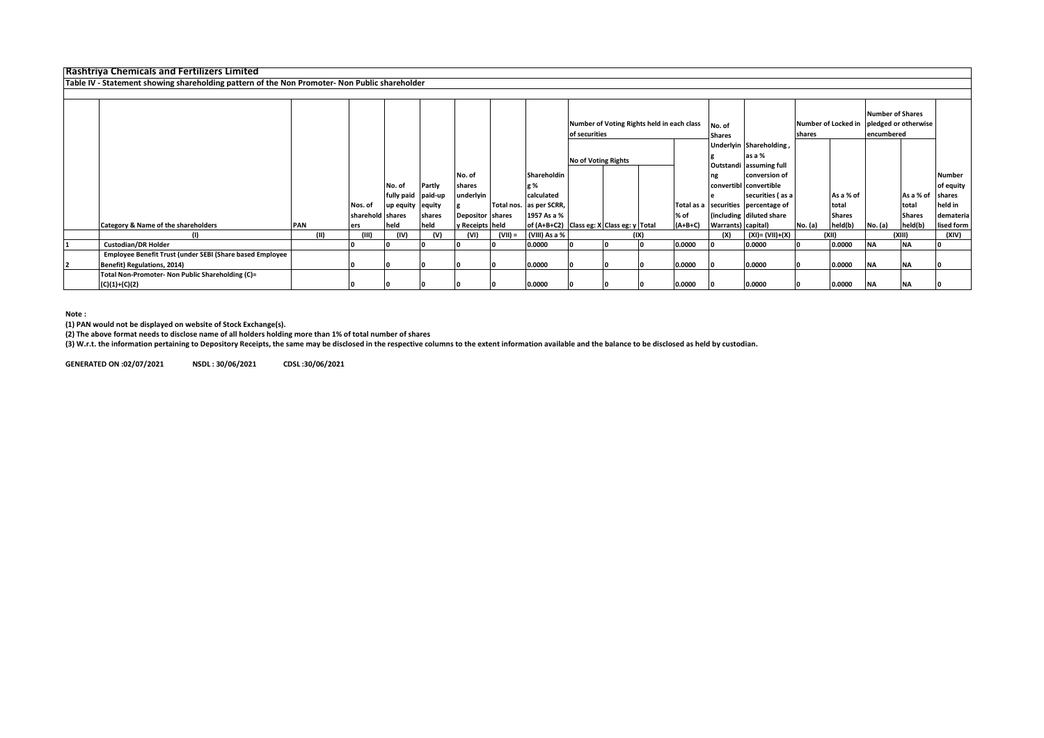**Rashtriya Chemicals and Fertilizers Limited**

**Table IV - Statement showing shareholding pattern of the Non Promoter- Non Public shareholder**

| | Category & Name of the shareholders | PAN | Nos. of shareholders | No. of fully paid up equity shares held | Partly paid-up equity shares held | No. of shares underlying Depository Receipts | Total nos. shares held | Shareholding % calculated as per SCRR, 1957 As a % of (A+B+C2) | Number of Voting Rights held in each class of securities | | | | No. of Shares Underlying Outstanding convertible securities (including Warrants) | Shareholding , as a % assuming full conversion of convertible securities ( as a percentage of diluted share capital) | Number of Locked in shares | | Number of Shares pledged or otherwise encumbered | | Number of equity shares held in dematerialised form |
|---|---|---|---|---|---|---|---|---|---|---|---|---|---|---|---|---|---|---|---|
| | | | | | | | | | No of Voting Rights | | | Total as a % of (A+B+C) | | | No. (a) | As a % of total Shares held(b) | No. (a) | As a % of total Shares held(b) | |
| | | | | | | | | | Class eg: X | Class eg: y | Total | | | | | | | | |
| | (I) | (II) | (III) | (IV) | (V) | (VI) | (VII) = | (VIII) As a % | (IX) | | | | (X) | (XI)= (VII)+(X) | (XII) | | (XIII) | | (XIV) |
| 1 | **Custodian/DR Holder** | | 0 | 0 | 0 | 0 | 0 | 0.0000 | 0 | 0 | 0 | 0.0000 | 0 | 0.0000 | 0 | 0.0000 | NA | NA | 0 |
| 2 | **Employee Benefit Trust (under SEBI (Share based Employee Benefit) Regulations, 2014)** | | 0 | 0 | 0 | 0 | 0 | 0.0000 | 0 | 0 | 0 | 0.0000 | 0 | 0.0000 | 0 | 0.0000 | NA | NA | 0 |
| | **Total Non-Promoter- Non Public Shareholding (C)= (C)(1)+(C)(2)** | | 0 | 0 | 0 | 0 | 0 | 0.0000 | 0 | 0 | 0 | 0.0000 | 0 | 0.0000 | 0 | 0.0000 | NA | NA | 0 |

**Note :**

**(1) PAN would not be displayed on website of Stock Exchange(s).**

**(2) The above format needs to disclose name of all holders holding more than 1% of total number of shares**

**(3) W.r.t. the information pertaining to Depository Receipts, the same may be disclosed in the respective columns to the extent information available and the balance to be disclosed as held by custodian.**

**GENERATED ON :02/07/2021 NSDL : 30/06/2021 CDSL :30/06/2021**